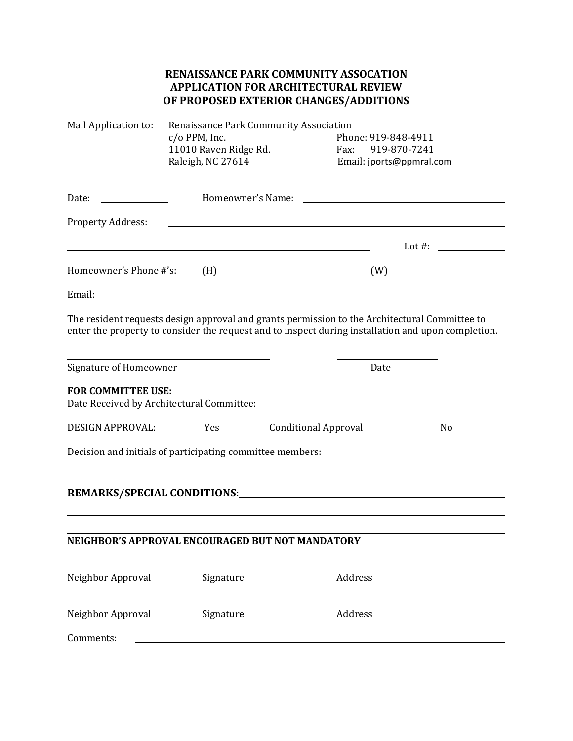# RENAISSANCE PARK COMMUNITY ASSOCATION
# APPLICATION FOR ARCHITECTURAL REVIEW
# OF PROPOSED EXTERIOR CHANGES/ADDITIONS

Mail Application to: Renaissance Park Community Association
c/o PPM, Inc.
11010 Raven Ridge Rd.
Raleigh, NC 27614

Phone: 919-848-4911
Fax: 919-870-7241
Email: jports@ppmral.com

Date: ____________ Homeowner's Name: ______________________________

Property Address: ______________________________________________

______________________________________________ Lot #: ____________

Homeowner's Phone #'s: (H)____________________ (W) ____________________

Email: ______________________________________________

The resident requests design approval and grants permission to the Architectural Committee to enter the property to consider the request and to inspect during installation and upon completion.

______________________________ ____________________

Signature of Homeowner Date

**FOR COMMITTEE USE:**

Date Received by Architectural Committee: ______________________________

DESIGN APPROVAL: ________ Yes ________Conditional Approval ________ No

Decision and initials of participating committee members:

________ ________ ________ ________ ________ ________ ________

**REMARKS/SPECIAL CONDITIONS**: ______________________________________________

______________________________________________

______________________________________________

**NEIGHBOR'S APPROVAL ENCOURAGED BUT NOT MANDATORY**

____________ ______________________________

Neighbor Approval Signature Address

____________ ______________________________

Neighbor Approval Signature Address

Comments: ______________________________________________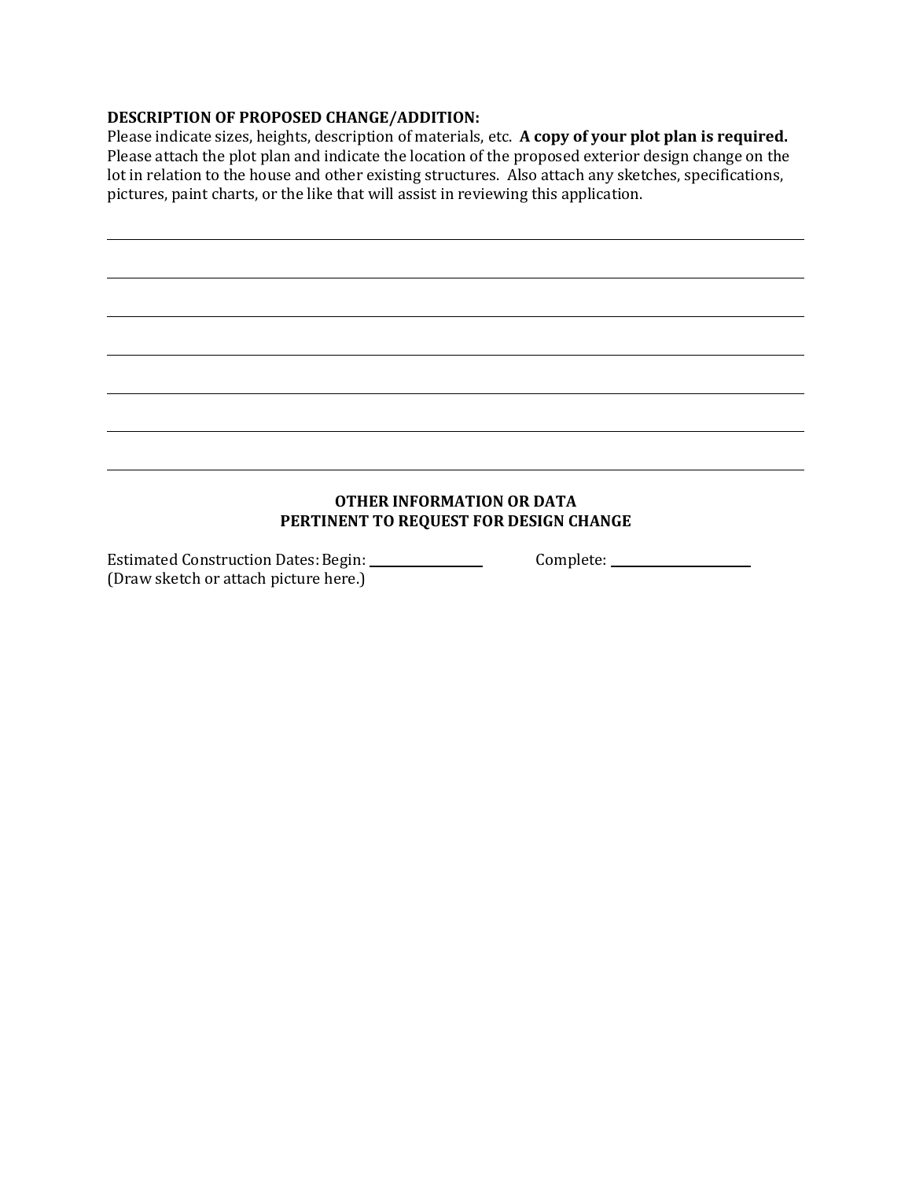**DESCRIPTION OF PROPOSED CHANGE/ADDITION:**
Please indicate sizes, heights, description of materials, etc. **A copy of your plot plan is required.** Please attach the plot plan and indicate the location of the proposed exterior design change on the lot in relation to the house and other existing structures. Also attach any sketches, specifications, pictures, paint charts, or the like that will assist in reviewing this application.

\_\_\_\_\_\_\_\_\_\_\_\_\_\_\_\_\_\_\_\_\_\_\_\_\_\_\_\_\_\_\_\_\_\_\_\_\_\_\_\_\_\_\_\_\_\_\_\_\_\_\_\_\_\_\_\_\_\_\_\_\_\_\_\_\_\_\_\_\_\_\_\_\_\_\_\_

\_\_\_\_\_\_\_\_\_\_\_\_\_\_\_\_\_\_\_\_\_\_\_\_\_\_\_\_\_\_\_\_\_\_\_\_\_\_\_\_\_\_\_\_\_\_\_\_\_\_\_\_\_\_\_\_\_\_\_\_\_\_\_\_\_\_\_\_\_\_\_\_\_\_\_\_

\_\_\_\_\_\_\_\_\_\_\_\_\_\_\_\_\_\_\_\_\_\_\_\_\_\_\_\_\_\_\_\_\_\_\_\_\_\_\_\_\_\_\_\_\_\_\_\_\_\_\_\_\_\_\_\_\_\_\_\_\_\_\_\_\_\_\_\_\_\_\_\_\_\_\_\_

\_\_\_\_\_\_\_\_\_\_\_\_\_\_\_\_\_\_\_\_\_\_\_\_\_\_\_\_\_\_\_\_\_\_\_\_\_\_\_\_\_\_\_\_\_\_\_\_\_\_\_\_\_\_\_\_\_\_\_\_\_\_\_\_\_\_\_\_\_\_\_\_\_\_\_\_

\_\_\_\_\_\_\_\_\_\_\_\_\_\_\_\_\_\_\_\_\_\_\_\_\_\_\_\_\_\_\_\_\_\_\_\_\_\_\_\_\_\_\_\_\_\_\_\_\_\_\_\_\_\_\_\_\_\_\_\_\_\_\_\_\_\_\_\_\_\_\_\_\_\_\_\_

\_\_\_\_\_\_\_\_\_\_\_\_\_\_\_\_\_\_\_\_\_\_\_\_\_\_\_\_\_\_\_\_\_\_\_\_\_\_\_\_\_\_\_\_\_\_\_\_\_\_\_\_\_\_\_\_\_\_\_\_\_\_\_\_\_\_\_\_\_\_\_\_\_\_\_\_

\_\_\_\_\_\_\_\_\_\_\_\_\_\_\_\_\_\_\_\_\_\_\_\_\_\_\_\_\_\_\_\_\_\_\_\_\_\_\_\_\_\_\_\_\_\_\_\_\_\_\_\_\_\_\_\_\_\_\_\_\_\_\_\_\_\_\_\_\_\_\_\_\_\_\_\_

**OTHER INFORMATION OR DATA**
**PERTINENT TO REQUEST FOR DESIGN CHANGE**

Estimated Construction Dates: Begin: \_\_\_\_\_\_\_\_\_\_\_\_\_\_\_\_ Complete: \_\_\_\_\_\_\_\_\_\_\_\_\_\_\_\_\_\_\_\_
(Draw sketch or attach picture here.)